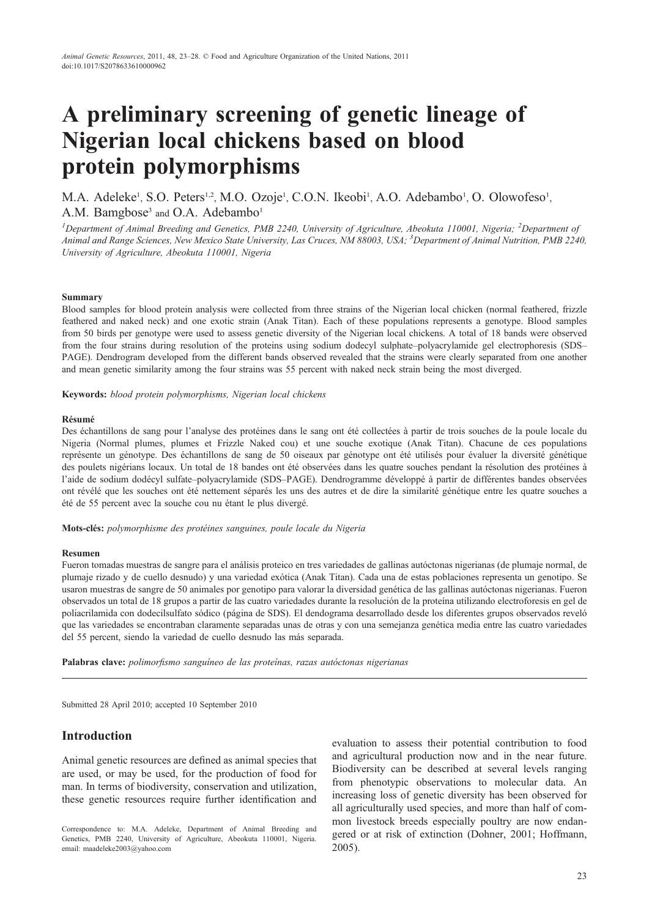# A preliminary screening of genetic lineage of Nigerian local chickens based on blood protein polymorphisms

M.A. Adeleke[1], S.O. Peters[1,2], M.O. Ozoje[1], C.O.N. Ikeobi[1], A.O. Adebambo[1], O. Olowofeso[1], A.M. Bamgbose[3] and O.A. Adebambo[1]

[1]Department of Animal Breeding and Genetics, PMB 2240, University of Agriculture, Abeokuta 110001, Nigeria; [2]Department of Animal and Range Sciences, New Mexico State University, Las Cruces, NM 88003, USA; [3]Department of Animal Nutrition, PMB 2240, University of Agriculture, Abeokuta 110001, Nigeria

### Summary

Blood samples for blood protein analysis were collected from three strains of the Nigerian local chicken (normal feathered, frizzle feathered and naked neck) and one exotic strain (Anak Titan). Each of these populations represents a genotype. Blood samples from 50 birds per genotype were used to assess genetic diversity of the Nigerian local chickens. A total of 18 bands were observed from the four strains during resolution of the proteins using sodium dodecyl sulphate–polyacrylamide gel electrophoresis (SDS–PAGE). Dendrogram developed from the different bands observed revealed that the strains were clearly separated from one another and mean genetic similarity among the four strains was 55 percent with naked neck strain being the most diverged.

**Keywords:** *blood protein polymorphisms, Nigerian local chickens*

### Résumé

Des échantillons de sang pour l'analyse des protéines dans le sang ont été collectées à partir de trois souches de la poule locale du Nigeria (Normal plumes, plumes et Frizzle Naked cou) et une souche exotique (Anak Titan). Chacune de ces populations représente un génotype. Des échantillons de sang de 50 oiseaux par génotype ont été utilisés pour évaluer la diversité génétique des poulets nigérians locaux. Un total de 18 bandes ont été observées dans les quatre souches pendant la résolution des protéines à l'aide de sodium dodécyl sulfate–polyacrylamide (SDS–PAGE). Dendrogramme développé à partir de différentes bandes observées ont révélé que les souches ont été nettement séparés les uns des autres et de dire la similarité génétique entre les quatre souches a été de 55 percent avec la souche cou nu étant le plus divergé.

**Mots-clés:** *polymorphisme des protéines sanguines, poule locale du Nigeria*

### Resumen

Fueron tomadas muestras de sangre para el análisis proteico en tres variedades de gallinas autóctonas nigerianas (de plumaje normal, de plumaje rizado y de cuello desnudo) y una variedad exótica (Anak Titan). Cada una de estas poblaciones representa un genotipo. Se usaron muestras de sangre de 50 animales por genotipo para valorar la diversidad genética de las gallinas autóctonas nigerianas. Fueron observados un total de 18 grupos a partir de las cuatro variedades durante la resolución de la proteína utilizando electroforesis en gel de poliacrilamida con dodecilsulfato sódico (página de SDS). El dendograma desarrollado desde los diferentes grupos observados reveló que las variedades se encontraban claramente separadas unas de otras y con una semejanza genética media entre las cuatro variedades del 55 percent, siendo la variedad de cuello desnudo las más separada.

**Palabras clave:** *polimorfismo sanguíneo de las proteínas, razas autóctonas nigerianas*

---

Submitted 28 April 2010; accepted 10 September 2010

## Introduction

Animal genetic resources are defined as animal species that are used, or may be used, for the production of food for man. In terms of biodiversity, conservation and utilization, these genetic resources require further identification and evaluation to assess their potential contribution to food and agricultural production now and in the near future. Biodiversity can be described at several levels ranging from phenotypic observations to molecular data. An increasing loss of genetic diversity has been observed for all agriculturally used species, and more than half of common livestock breeds especially poultry are now endangered or at risk of extinction (Dohner, 2001; Hoffmann, 2005).

Correspondence to: M.A. Adeleke, Department of Animal Breeding and Genetics, PMB 2240, University of Agriculture, Abeokuta 110001, Nigeria. email: maadeleke2003@yahoo.com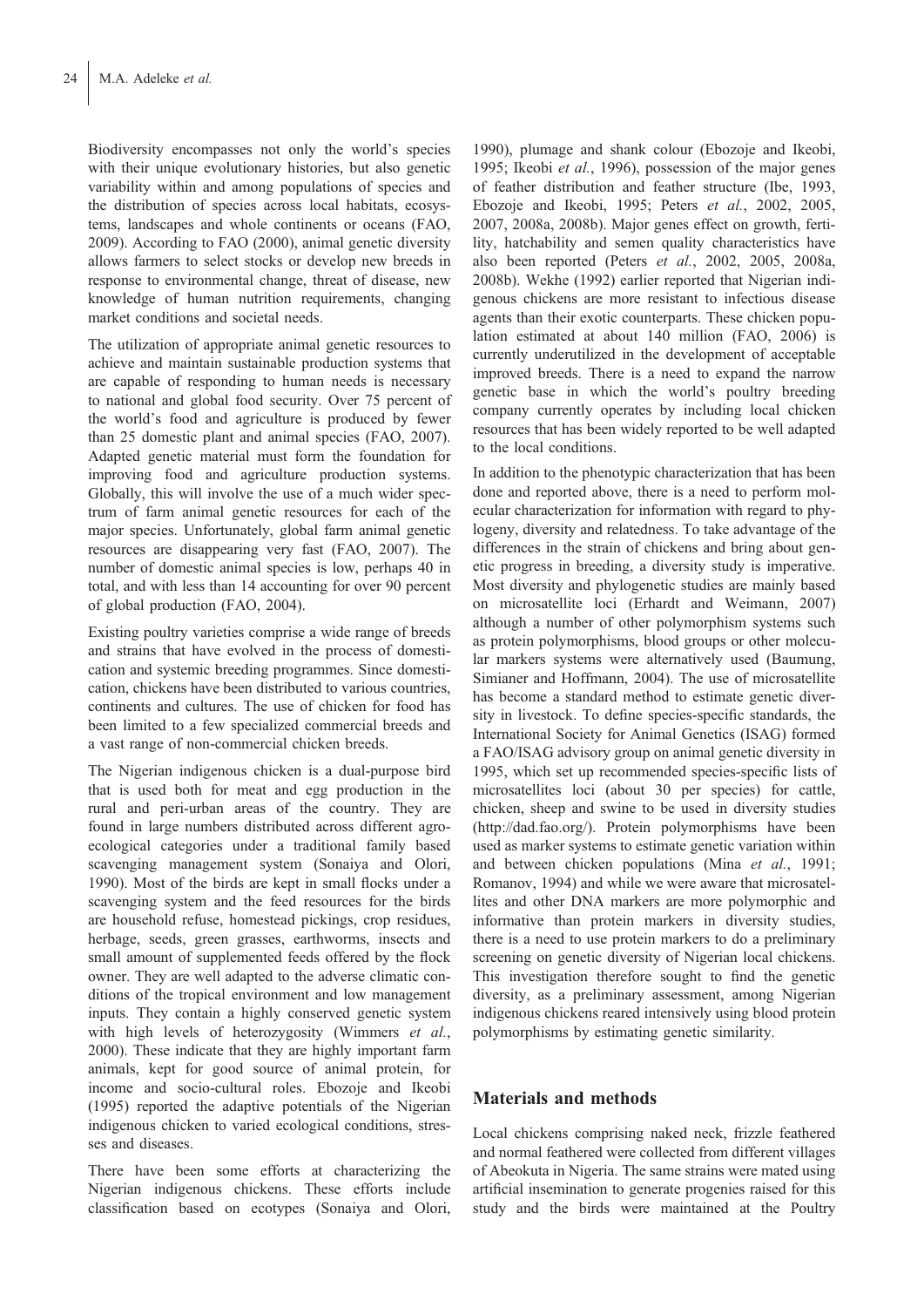Biodiversity encompasses not only the world's species with their unique evolutionary histories, but also genetic variability within and among populations of species and the distribution of species across local habitats, ecosystems, landscapes and whole continents or oceans (FAO, 2009). According to FAO (2000), animal genetic diversity allows farmers to select stocks or develop new breeds in response to environmental change, threat of disease, new knowledge of human nutrition requirements, changing market conditions and societal needs.

The utilization of appropriate animal genetic resources to achieve and maintain sustainable production systems that are capable of responding to human needs is necessary to national and global food security. Over 75 percent of the world's food and agriculture is produced by fewer than 25 domestic plant and animal species (FAO, 2007). Adapted genetic material must form the foundation for improving food and agriculture production systems. Globally, this will involve the use of a much wider spectrum of farm animal genetic resources for each of the major species. Unfortunately, global farm animal genetic resources are disappearing very fast (FAO, 2007). The number of domestic animal species is low, perhaps 40 in total, and with less than 14 accounting for over 90 percent of global production (FAO, 2004).

Existing poultry varieties comprise a wide range of breeds and strains that have evolved in the process of domestication and systemic breeding programmes. Since domestication, chickens have been distributed to various countries, continents and cultures. The use of chicken for food has been limited to a few specialized commercial breeds and a vast range of non-commercial chicken breeds.

The Nigerian indigenous chicken is a dual-purpose bird that is used both for meat and egg production in the rural and peri-urban areas of the country. They are found in large numbers distributed across different agro-ecological categories under a traditional family based scavenging management system (Sonaiya and Olori, 1990). Most of the birds are kept in small flocks under a scavenging system and the feed resources for the birds are household refuse, homestead pickings, crop residues, herbage, seeds, green grasses, earthworms, insects and small amount of supplemented feeds offered by the flock owner. They are well adapted to the adverse climatic conditions of the tropical environment and low management inputs. They contain a highly conserved genetic system with high levels of heterozygosity (Wimmers *et al.*, 2000). These indicate that they are highly important farm animals, kept for good source of animal protein, for income and socio-cultural roles. Ebozoje and Ikeobi (1995) reported the adaptive potentials of the Nigerian indigenous chicken to varied ecological conditions, stresses and diseases.

There have been some efforts at characterizing the Nigerian indigenous chickens. These efforts include classification based on ecotypes (Sonaiya and Olori, 1990), plumage and shank colour (Ebozoje and Ikeobi, 1995; Ikeobi *et al.*, 1996), possession of the major genes of feather distribution and feather structure (Ibe, 1993, Ebozoje and Ikeobi, 1995; Peters *et al.*, 2002, 2005, 2007, 2008a, 2008b). Major genes effect on growth, fertility, hatchability and semen quality characteristics have also been reported (Peters *et al.*, 2002, 2005, 2008a, 2008b). Wekhe (1992) earlier reported that Nigerian indigenous chickens are more resistant to infectious disease agents than their exotic counterparts. These chicken population estimated at about 140 million (FAO, 2006) is currently underutilized in the development of acceptable improved breeds. There is a need to expand the narrow genetic base in which the world's poultry breeding company currently operates by including local chicken resources that has been widely reported to be well adapted to the local conditions.

In addition to the phenotypic characterization that has been done and reported above, there is a need to perform molecular characterization for information with regard to phylogeny, diversity and relatedness. To take advantage of the differences in the strain of chickens and bring about genetic progress in breeding, a diversity study is imperative. Most diversity and phylogenetic studies are mainly based on microsatellite loci (Erhardt and Weimann, 2007) although a number of other polymorphism systems such as protein polymorphisms, blood groups or other molecular markers systems were alternatively used (Baumung, Simianer and Hoffmann, 2004). The use of microsatellite has become a standard method to estimate genetic diversity in livestock. To define species-specific standards, the International Society for Animal Genetics (ISAG) formed a FAO/ISAG advisory group on animal genetic diversity in 1995, which set up recommended species-specific lists of microsatellites loci (about 30 per species) for cattle, chicken, sheep and swine to be used in diversity studies (http://dad.fao.org/). Protein polymorphisms have been used as marker systems to estimate genetic variation within and between chicken populations (Mina *et al.*, 1991; Romanov, 1994) and while we were aware that microsatellites and other DNA markers are more polymorphic and informative than protein markers in diversity studies, there is a need to use protein markers to do a preliminary screening on genetic diversity of Nigerian local chickens. This investigation therefore sought to find the genetic diversity, as a preliminary assessment, among Nigerian indigenous chickens reared intensively using blood protein polymorphisms by estimating genetic similarity.

## Materials and methods

Local chickens comprising naked neck, frizzle feathered and normal feathered were collected from different villages of Abeokuta in Nigeria. The same strains were mated using artificial insemination to generate progenies raised for this study and the birds were maintained at the Poultry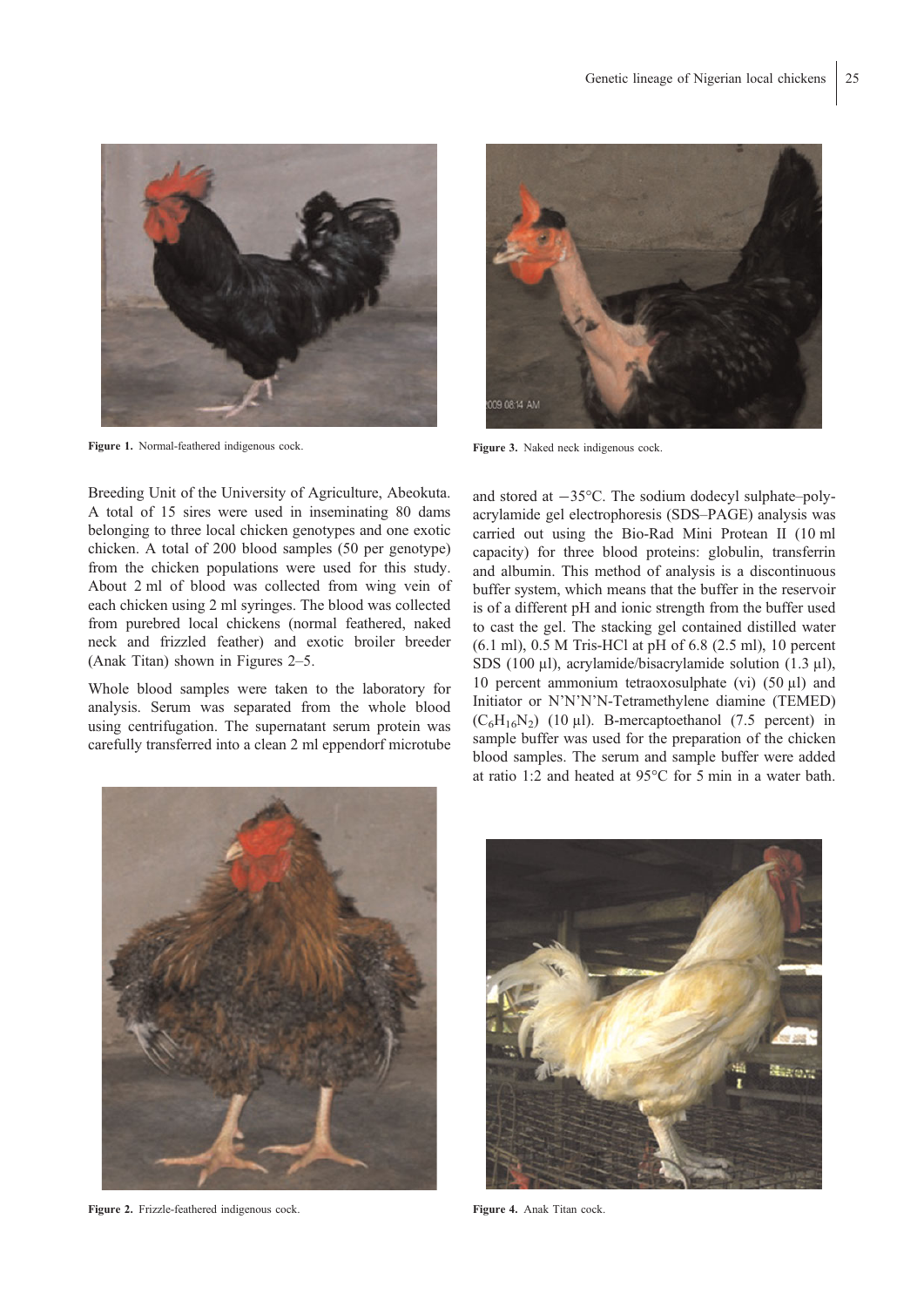Figure 1. Normal-feathered indigenous cock.

Figure 3. Naked neck indigenous cock.

Breeding Unit of the University of Agriculture, Abeokuta. A total of 15 sires were used in inseminating 80 dams belonging to three local chicken genotypes and one exotic chicken. A total of 200 blood samples (50 per genotype) from the chicken populations were used for this study. About 2 ml of blood was collected from wing vein of each chicken using 2 ml syringes. The blood was collected from purebred local chickens (normal feathered, naked neck and frizzled feather) and exotic broiler breeder (Anak Titan) shown in Figures 2–5.

Whole blood samples were taken to the laboratory for analysis. Serum was separated from the whole blood using centrifugation. The supernatant serum protein was carefully transferred into a clean 2 ml eppendorf microtube and stored at −35°C. The sodium dodecyl sulphate–polyacrylamide gel electrophoresis (SDS–PAGE) analysis was carried out using the Bio-Rad Mini Protean II (10 ml capacity) for three blood proteins: globulin, transferrin and albumin. This method of analysis is a discontinuous buffer system, which means that the buffer in the reservoir is of a different pH and ionic strength from the buffer used to cast the gel. The stacking gel contained distilled water (6.1 ml), 0.5 M Tris-HCl at pH of 6.8 (2.5 ml), 10 percent SDS (100 µl), acrylamide/bisacrylamide solution (1.3 µl), 10 percent ammonium tetraoxosulphate (vi) (50 µl) and Initiator or N'N'N'N-Tetramethylene diamine (TEMED) ($C_6H_{16}N_2$) (10 µl). B-mercaptoethanol (7.5 percent) in sample buffer was used for the preparation of the chicken blood samples. The serum and sample buffer were added at ratio 1:2 and heated at 95°C for 5 min in a water bath.

Figure 2. Frizzle-feathered indigenous cock.

Figure 4. Anak Titan cock.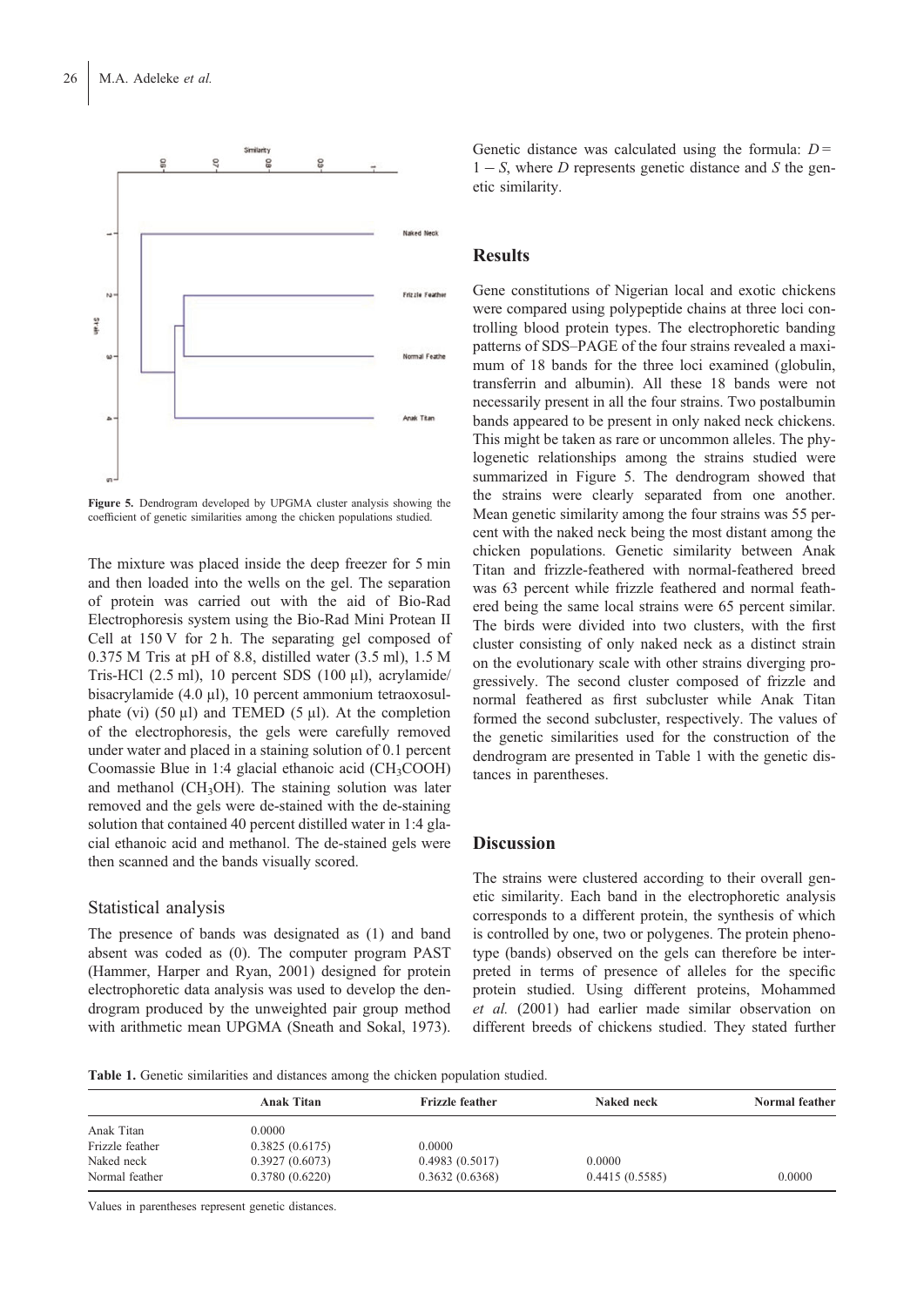Figure 5. Dendrogram developed by UPGMA cluster analysis showing the coefficient of genetic similarities among the chicken populations studied.

The mixture was placed inside the deep freezer for 5 min and then loaded into the wells on the gel. The separation of protein was carried out with the aid of Bio-Rad Electrophoresis system using the Bio-Rad Mini Protean II Cell at 150 V for 2 h. The separating gel composed of 0.375 M Tris at pH of 8.8, distilled water (3.5 ml), 1.5 M Tris-HCl (2.5 ml), 10 percent SDS (100 µl), acrylamide/bisacrylamide (4.0 µl), 10 percent ammonium tetraoxosulphate (vi) (50 µl) and TEMED (5 µl). At the completion of the electrophoresis, the gels were carefully removed under water and placed in a staining solution of 0.1 percent Coomassie Blue in 1:4 glacial ethanoic acid ($CH_3COOH$) and methanol ($CH_3OH$). The staining solution was later removed and the gels were de-stained with the de-staining solution that contained 40 percent distilled water in 1:4 glacial ethanoic acid and methanol. The de-stained gels were then scanned and the bands visually scored.

### Statistical analysis

The presence of bands was designated as (1) and band absent was coded as (0). The computer program PAST (Hammer, Harper and Ryan, 2001) designed for protein electrophoretic data analysis was used to develop the dendrogram produced by the unweighted pair group method with arithmetic mean UPGMA (Sneath and Sokal, 1973). Genetic distance was calculated using the formula: $D = 1 - S$, where $D$ represents genetic distance and $S$ the genetic similarity.

## Results

Gene constitutions of Nigerian local and exotic chickens were compared using polypeptide chains at three loci controlling blood protein types. The electrophoretic banding patterns of SDS–PAGE of the four strains revealed a maximum of 18 bands for the three loci examined (globulin, transferrin and albumin). All these 18 bands were not necessarily present in all the four strains. Two postalbumin bands appeared to be present in only naked neck chickens. This might be taken as rare or uncommon alleles. The phylogenetic relationships among the strains studied were summarized in Figure 5. The dendrogram showed that the strains were clearly separated from one another. Mean genetic similarity among the four strains was 55 percent with the naked neck being the most distant among the chicken populations. Genetic similarity between Anak Titan and frizzle-feathered with normal-feathered breed was 63 percent while frizzle feathered and normal feathered being the same local strains were 65 percent similar. The birds were divided into two clusters, with the first cluster consisting of only naked neck as a distinct strain on the evolutionary scale with other strains diverging progressively. The second cluster composed of frizzle and normal feathered as first subcluster while Anak Titan formed the second subcluster, respectively. The values of the genetic similarities used for the construction of the dendrogram are presented in Table 1 with the genetic distances in parentheses.

## Discussion

The strains were clustered according to their overall genetic similarity. Each band in the electrophoretic analysis corresponds to a different protein, the synthesis of which is controlled by one, two or polygenes. The protein phenotype (bands) observed on the gels can therefore be interpreted in terms of presence of alleles for the specific protein studied. Using different proteins, Mohammed *et al.* (2001) had earlier made similar observation on different breeds of chickens studied. They stated further

**Table 1.** Genetic similarities and distances among the chicken population studied.

| | Anak Titan | Frizzle feather | Naked neck | Normal feather |
|---|---|---|---|---|
| Anak Titan | 0.0000 | | | |
| Frizzle feather | 0.3825 (0.6175) | 0.0000 | | |
| Naked neck | 0.3927 (0.6073) | 0.4983 (0.5017) | 0.0000 | |
| Normal feather | 0.3780 (0.6220) | 0.3632 (0.6368) | 0.4415 (0.5585) | 0.0000 |

Values in parentheses represent genetic distances.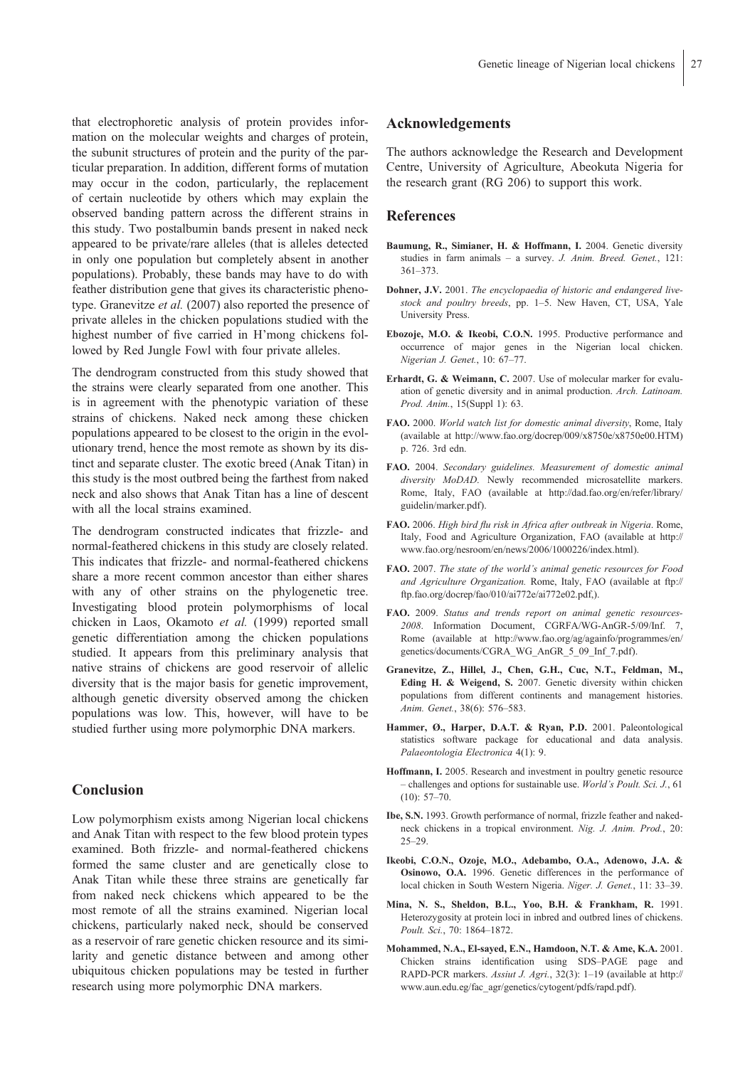that electrophoretic analysis of protein provides information on the molecular weights and charges of protein, the subunit structures of protein and the purity of the particular preparation. In addition, different forms of mutation may occur in the codon, particularly, the replacement of certain nucleotide by others which may explain the observed banding pattern across the different strains in this study. Two postalbumin bands present in naked neck appeared to be private/rare alleles (that is alleles detected in only one population but completely absent in another populations). Probably, these bands may have to do with feather distribution gene that gives its characteristic phenotype. Granevitze *et al.* (2007) also reported the presence of private alleles in the chicken populations studied with the highest number of five carried in H'mong chickens followed by Red Jungle Fowl with four private alleles.

The dendrogram constructed from this study showed that the strains were clearly separated from one another. This is in agreement with the phenotypic variation of these strains of chickens. Naked neck among these chicken populations appeared to be closest to the origin in the evolutionary trend, hence the most remote as shown by its distinct and separate cluster. The exotic breed (Anak Titan) in this study is the most outbred being the farthest from naked neck and also shows that Anak Titan has a line of descent with all the local strains examined.

The dendrogram constructed indicates that frizzle- and normal-feathered chickens in this study are closely related. This indicates that frizzle- and normal-feathered chickens share a more recent common ancestor than either shares with any of other strains on the phylogenetic tree. Investigating blood protein polymorphisms of local chicken in Laos, Okamoto *et al.* (1999) reported small genetic differentiation among the chicken populations studied. It appears from this preliminary analysis that native strains of chickens are good reservoir of allelic diversity that is the major basis for genetic improvement, although genetic diversity observed among the chicken populations was low. This, however, will have to be studied further using more polymorphic DNA markers.

## Conclusion

Low polymorphism exists among Nigerian local chickens and Anak Titan with respect to the few blood protein types examined. Both frizzle- and normal-feathered chickens formed the same cluster and are genetically close to Anak Titan while these three strains are genetically far from naked neck chickens which appeared to be the most remote of all the strains examined. Nigerian local chickens, particularly naked neck, should be conserved as a reservoir of rare genetic chicken resource and its similarity and genetic distance between and among other ubiquitous chicken populations may be tested in further research using more polymorphic DNA markers.

## Acknowledgements

The authors acknowledge the Research and Development Centre, University of Agriculture, Abeokuta Nigeria for the research grant (RG 206) to support this work.

## References

**Baumung, R., Simianer, H. & Hoffmann, I.** 2004. Genetic diversity studies in farm animals – a survey. *J. Anim. Breed. Genet.*, 121: 361–373.

**Dohner, J.V.** 2001. *The encyclopaedia of historic and endangered livestock and poultry breeds*, pp. 1–5. New Haven, CT, USA, Yale University Press.

**Ebozoje, M.O. & Ikeobi, C.O.N.** 1995. Productive performance and occurrence of major genes in the Nigerian local chicken. *Nigerian J. Genet.*, 10: 67–77.

**Erhardt, G. & Weimann, C.** 2007. Use of molecular marker for evaluation of genetic diversity and in animal production. *Arch. Latinoam. Prod. Anim.*, 15(Suppl 1): 63.

**FAO.** 2000. *World watch list for domestic animal diversity*, Rome, Italy (available at http://www.fao.org/docrep/009/x8750e/x8750e00.HTM) p. 726. 3rd edn.

**FAO.** 2004. *Secondary guidelines. Measurement of domestic animal diversity MoDAD*. Newly recommended microsatellite markers. Rome, Italy, FAO (available at http://dad.fao.org/en/refer/library/guidelin/marker.pdf).

**FAO.** 2006. *High bird flu risk in Africa after outbreak in Nigeria*. Rome, Italy, Food and Agriculture Organization, FAO (available at http://www.fao.org/nesroom/en/news/2006/1000226/index.html).

**FAO.** 2007. *The state of the world's animal genetic resources for Food and Agriculture Organization.* Rome, Italy, FAO (available at ftp://ftp.fao.org/docrep/fao/010/ai772e/ai772e02.pdf,).

**FAO.** 2009. *Status and trends report on animal genetic resources-2008*. Information Document, CGRFA/WG-AnGR-5/09/Inf. 7, Rome (available at http://www.fao.org/ag/againfo/programmes/en/genetics/documents/CGRA_WG_AnGR_5_09_Inf_7.pdf).

**Granevitze, Z., Hillel, J., Chen, G.H., Cuc, N.T., Feldman, M., Eding H. & Weigend, S.** 2007. Genetic diversity within chicken populations from different continents and management histories. *Anim. Genet.*, 38(6): 576–583.

**Hammer, Ø., Harper, D.A.T. & Ryan, P.D.** 2001. Paleontological statistics software package for educational and data analysis. *Palaeontologia Electronica* 4(1): 9.

**Hoffmann, I.** 2005. Research and investment in poultry genetic resource – challenges and options for sustainable use. *World's Poult. Sci. J.*, 61 (10): 57–70.

**Ibe, S.N.** 1993. Growth performance of normal, frizzle feather and naked-neck chickens in a tropical environment. *Nig. J. Anim. Prod.*, 20: 25–29.

**Ikeobi, C.O.N., Ozoje, M.O., Adebambo, O.A., Adenowo, J.A. & Osinowo, O.A.** 1996. Genetic differences in the performance of local chicken in South Western Nigeria. *Niger. J. Genet.*, 11: 33–39.

**Mina, N. S., Sheldon, B.L., Yoo, B.H. & Frankham, R.** 1991. Heterozygosity at protein loci in inbred and outbred lines of chickens. *Poult. Sci.*, 70: 1864–1872.

**Mohammed, N.A., El-sayed, E.N., Hamdoon, N.T. & Ame, K.A.** 2001. Chicken strains identification using SDS–PAGE page and RAPD-PCR markers. *Assiut J. Agri.*, 32(3): 1–19 (available at http://www.aun.edu.eg/fac_agr/genetics/cytogent/pdfs/rapd.pdf).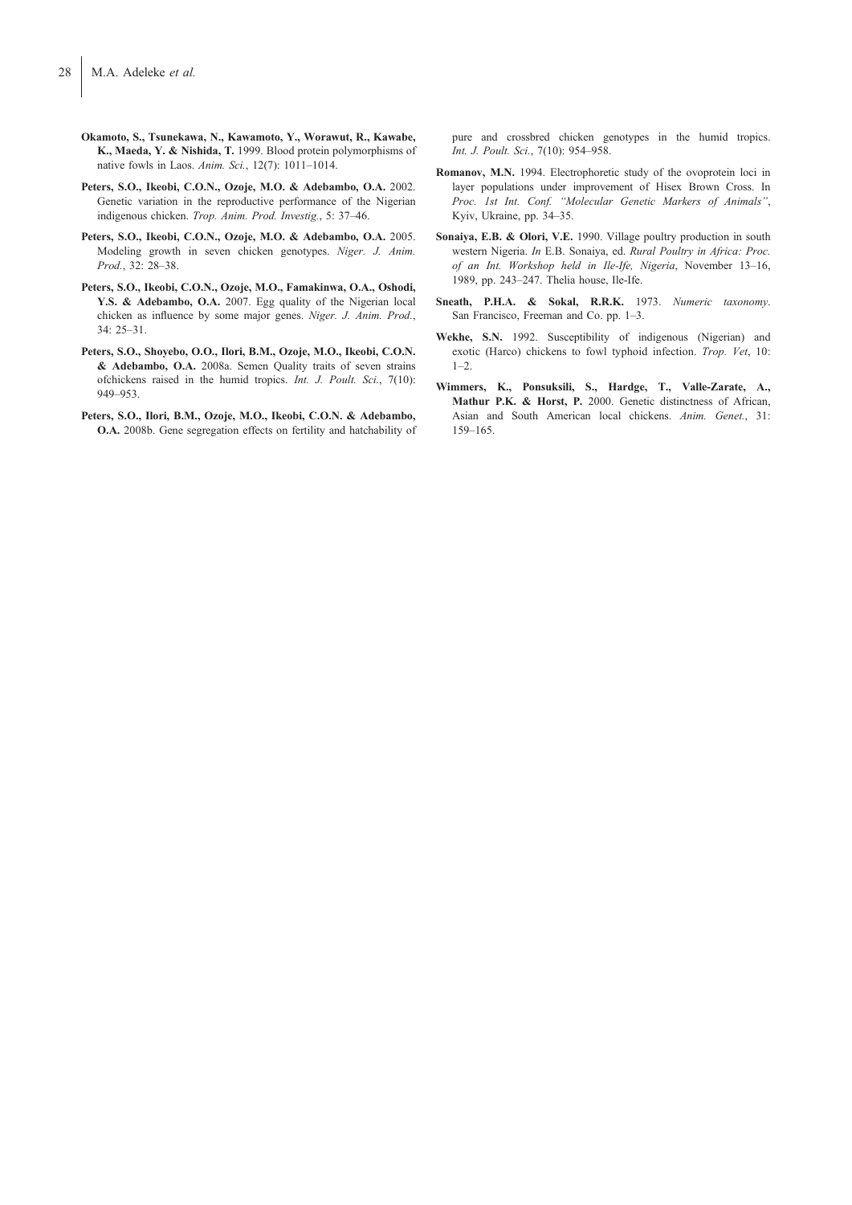**Okamoto, S., Tsunekawa, N., Kawamoto, Y., Worawut, R., Kawabe, K., Maeda, Y. & Nishida, T.** 1999. Blood protein polymorphisms of native fowls in Laos. *Anim. Sci.*, 12(7): 1011–1014.

**Peters, S.O., Ikeobi, C.O.N., Ozoje, M.O. & Adebambo, O.A.** 2002. Genetic variation in the reproductive performance of the Nigerian indigenous chicken. *Trop. Anim. Prod. Investig.*, 5: 37–46.

**Peters, S.O., Ikeobi, C.O.N., Ozoje, M.O. & Adebambo, O.A.** 2005. Modeling growth in seven chicken genotypes. *Niger. J. Anim. Prod.*, 32: 28–38.

**Peters, S.O., Ikeobi, C.O.N., Ozoje, M.O., Famakinwa, O.A., Oshodi, Y.S. & Adebambo, O.A.** 2007. Egg quality of the Nigerian local chicken as influence by some major genes. *Niger. J. Anim. Prod.*, 34: 25–31.

**Peters, S.O., Shoyebo, O.O., Ilori, B.M., Ozoje, M.O., Ikeobi, C.O.N. & Adebambo, O.A.** 2008a. Semen Quality traits of seven strains ofchickens raised in the humid tropics. *Int. J. Poult. Sci.*, 7(10): 949–953.

**Peters, S.O., Ilori, B.M., Ozoje, M.O., Ikeobi, C.O.N. & Adebambo, O.A.** 2008b. Gene segregation effects on fertility and hatchability of pure and crossbred chicken genotypes in the humid tropics. *Int. J. Poult. Sci.*, 7(10): 954–958.

**Romanov, M.N.** 1994. Electrophoretic study of the ovoprotein loci in layer populations under improvement of Hisex Brown Cross. In *Proc. 1st Int. Conf. "Molecular Genetic Markers of Animals"*, Kyiv, Ukraine, pp. 34–35.

**Sonaiya, E.B. & Olori, V.E.** 1990. Village poultry production in south western Nigeria. *In* E.B. Sonaiya, ed. *Rural Poultry in Africa: Proc. of an Int. Workshop held in Ile-Ife, Nigeria*, November 13–16, 1989, pp. 243–247. Thelia house, Ile-Ife.

**Sneath, P.H.A. & Sokal, R.R.K.** 1973. *Numeric taxonomy*. San Francisco, Freeman and Co. pp. 1–3.

**Wekhe, S.N.** 1992. Susceptibility of indigenous (Nigerian) and exotic (Harco) chickens to fowl typhoid infection. *Trop. Vet*, 10: 1–2.

**Wimmers, K., Ponsuksili, S., Hardge, T., Valle-Zarate, A., Mathur P.K. & Horst, P.** 2000. Genetic distinctness of African, Asian and South American local chickens. *Anim. Genet.*, 31: 159–165.